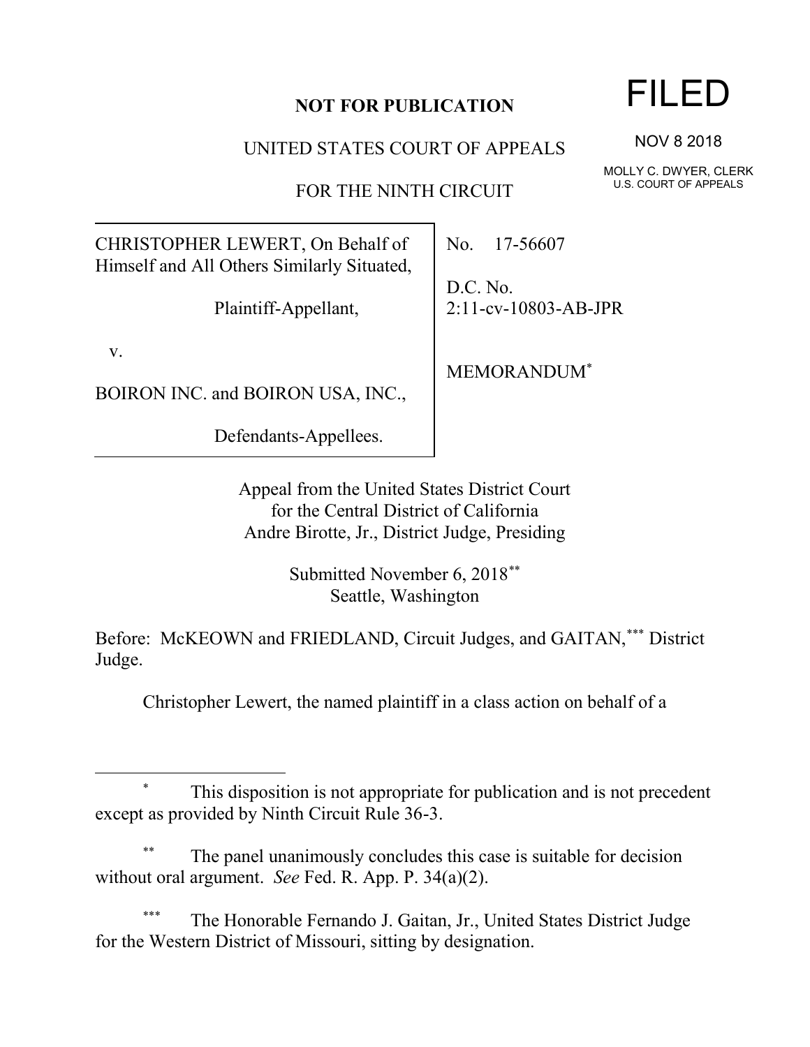**NOT FOR PUBLICATION**

UNITED STATES COURT OF APPEALS

FOR THE NINTH CIRCUIT

FILED

NOV 8 2018

MOLLY C. DWYER, CLERK
U.S. COURT OF APPEALS

| | |
|---|---|
| CHRISTOPHER LEWERT, On Behalf of Himself and All Others Similarly Situated,<br><br>Plaintiff-Appellant,<br><br>v.<br><br>BOIRON INC. and BOIRON USA, INC.,<br><br>Defendants-Appellees. | No. 17-56607<br><br>D.C. No. 2:11-cv-10803-AB-JPR<br><br>MEMORANDUM* |

Appeal from the United States District Court
for the Central District of California
Andre Birotte, Jr., District Judge, Presiding

Submitted November 6, 2018**
Seattle, Washington

Before: McKEOWN and FRIEDLAND, Circuit Judges, and GAITAN,*** District Judge.

Christopher Lewert, the named plaintiff in a class action on behalf of a

---

\* This disposition is not appropriate for publication and is not precedent except as provided by Ninth Circuit Rule 36-3.

\** The panel unanimously concludes this case is suitable for decision without oral argument. *See* Fed. R. App. P. 34(a)(2).

\*** The Honorable Fernando J. Gaitan, Jr., United States District Judge for the Western District of Missouri, sitting by designation.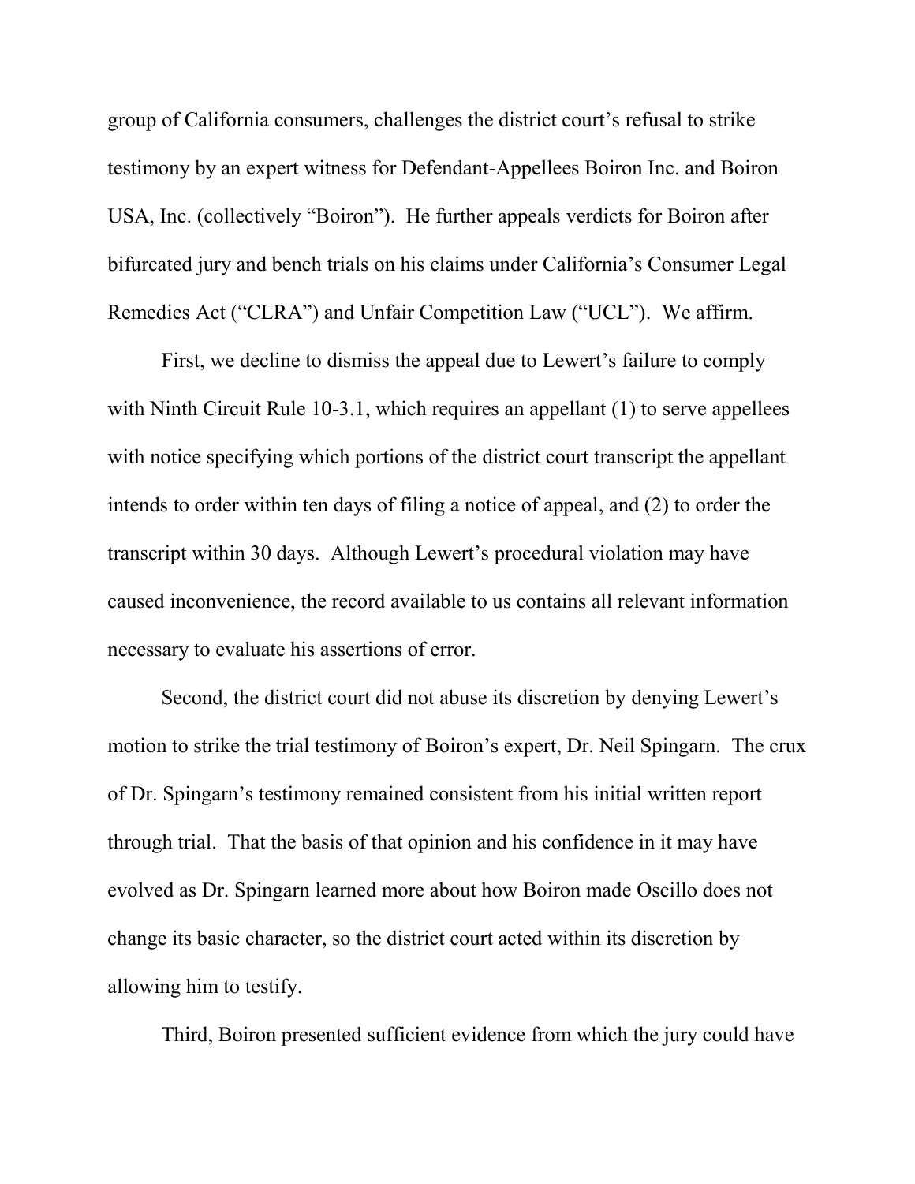group of California consumers, challenges the district court's refusal to strike testimony by an expert witness for Defendant-Appellees Boiron Inc. and Boiron USA, Inc. (collectively "Boiron"). He further appeals verdicts for Boiron after bifurcated jury and bench trials on his claims under California's Consumer Legal Remedies Act ("CLRA") and Unfair Competition Law ("UCL"). We affirm.

First, we decline to dismiss the appeal due to Lewert's failure to comply with Ninth Circuit Rule 10-3.1, which requires an appellant (1) to serve appellees with notice specifying which portions of the district court transcript the appellant intends to order within ten days of filing a notice of appeal, and (2) to order the transcript within 30 days. Although Lewert's procedural violation may have caused inconvenience, the record available to us contains all relevant information necessary to evaluate his assertions of error.

Second, the district court did not abuse its discretion by denying Lewert's motion to strike the trial testimony of Boiron's expert, Dr. Neil Spingarn. The crux of Dr. Spingarn's testimony remained consistent from his initial written report through trial. That the basis of that opinion and his confidence in it may have evolved as Dr. Spingarn learned more about how Boiron made Oscillo does not change its basic character, so the district court acted within its discretion by allowing him to testify.

Third, Boiron presented sufficient evidence from which the jury could have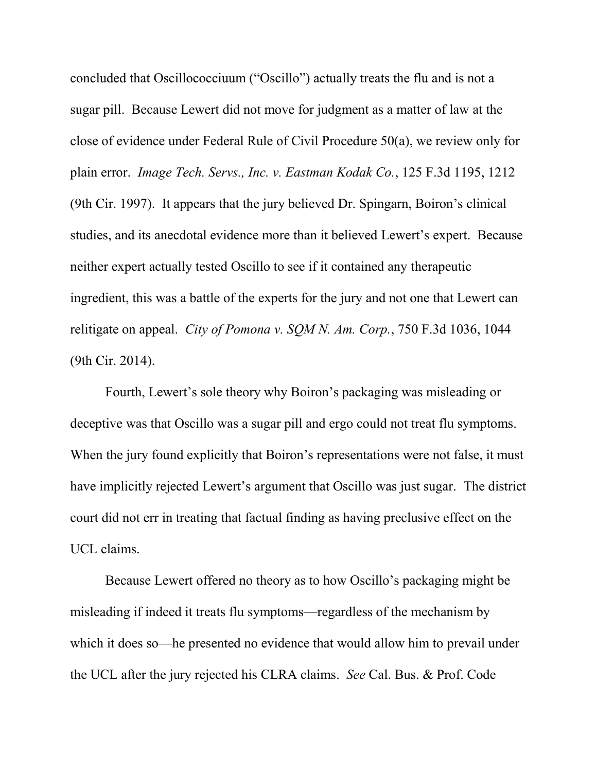concluded that Oscillococciuum ("Oscillo") actually treats the flu and is not a sugar pill. Because Lewert did not move for judgment as a matter of law at the close of evidence under Federal Rule of Civil Procedure 50(a), we review only for plain error. *Image Tech. Servs., Inc. v. Eastman Kodak Co.*, 125 F.3d 1195, 1212 (9th Cir. 1997). It appears that the jury believed Dr. Spingarn, Boiron's clinical studies, and its anecdotal evidence more than it believed Lewert's expert. Because neither expert actually tested Oscillo to see if it contained any therapeutic ingredient, this was a battle of the experts for the jury and not one that Lewert can relitigate on appeal. *City of Pomona v. SQM N. Am. Corp.*, 750 F.3d 1036, 1044 (9th Cir. 2014).

Fourth, Lewert's sole theory why Boiron's packaging was misleading or deceptive was that Oscillo was a sugar pill and ergo could not treat flu symptoms. When the jury found explicitly that Boiron's representations were not false, it must have implicitly rejected Lewert's argument that Oscillo was just sugar. The district court did not err in treating that factual finding as having preclusive effect on the UCL claims.

Because Lewert offered no theory as to how Oscillo's packaging might be misleading if indeed it treats flu symptoms—regardless of the mechanism by which it does so—he presented no evidence that would allow him to prevail under the UCL after the jury rejected his CLRA claims. *See* Cal. Bus. & Prof. Code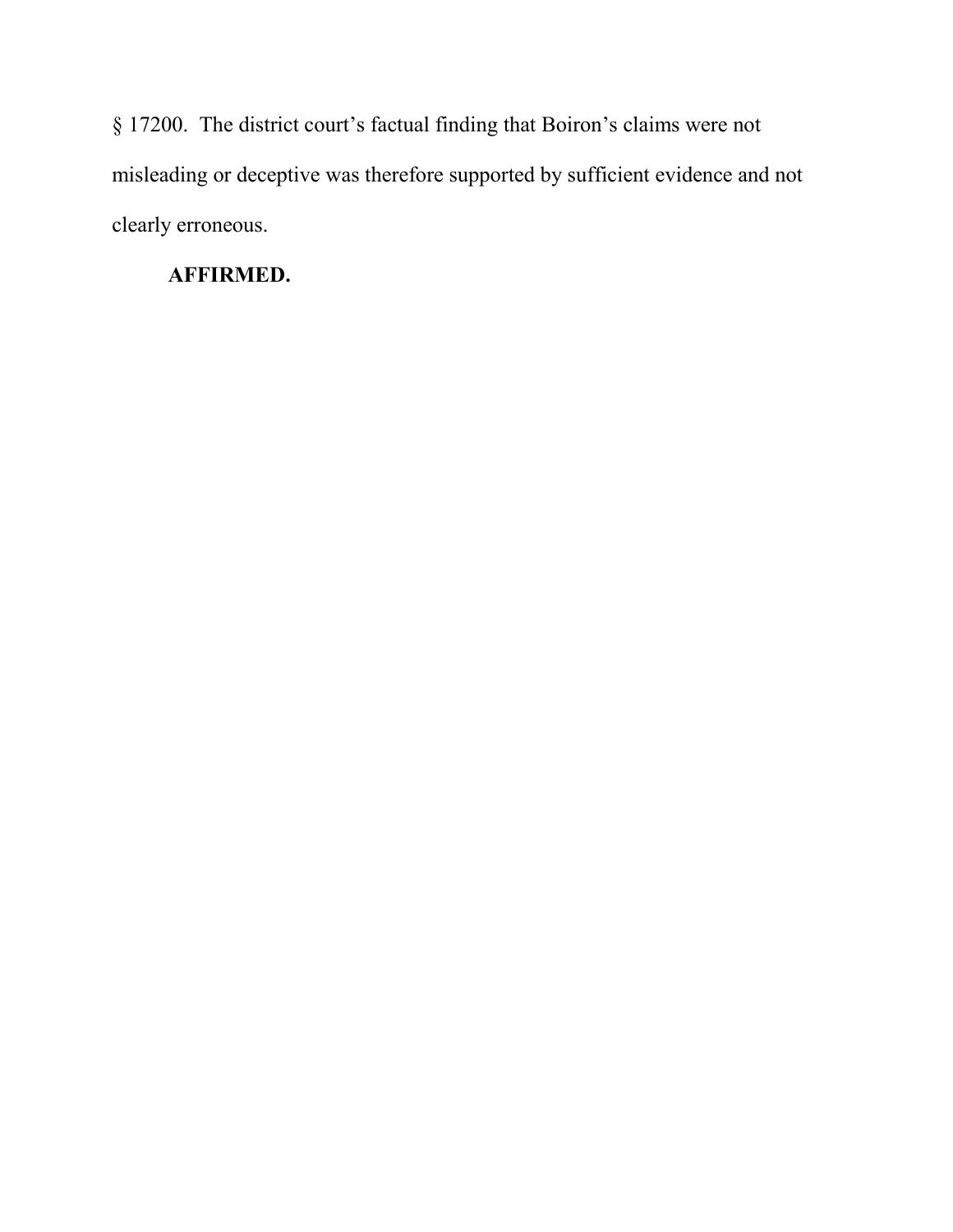§ 17200. The district court's factual finding that Boiron's claims were not misleading or deceptive was therefore supported by sufficient evidence and not clearly erroneous.

**AFFIRMED.**